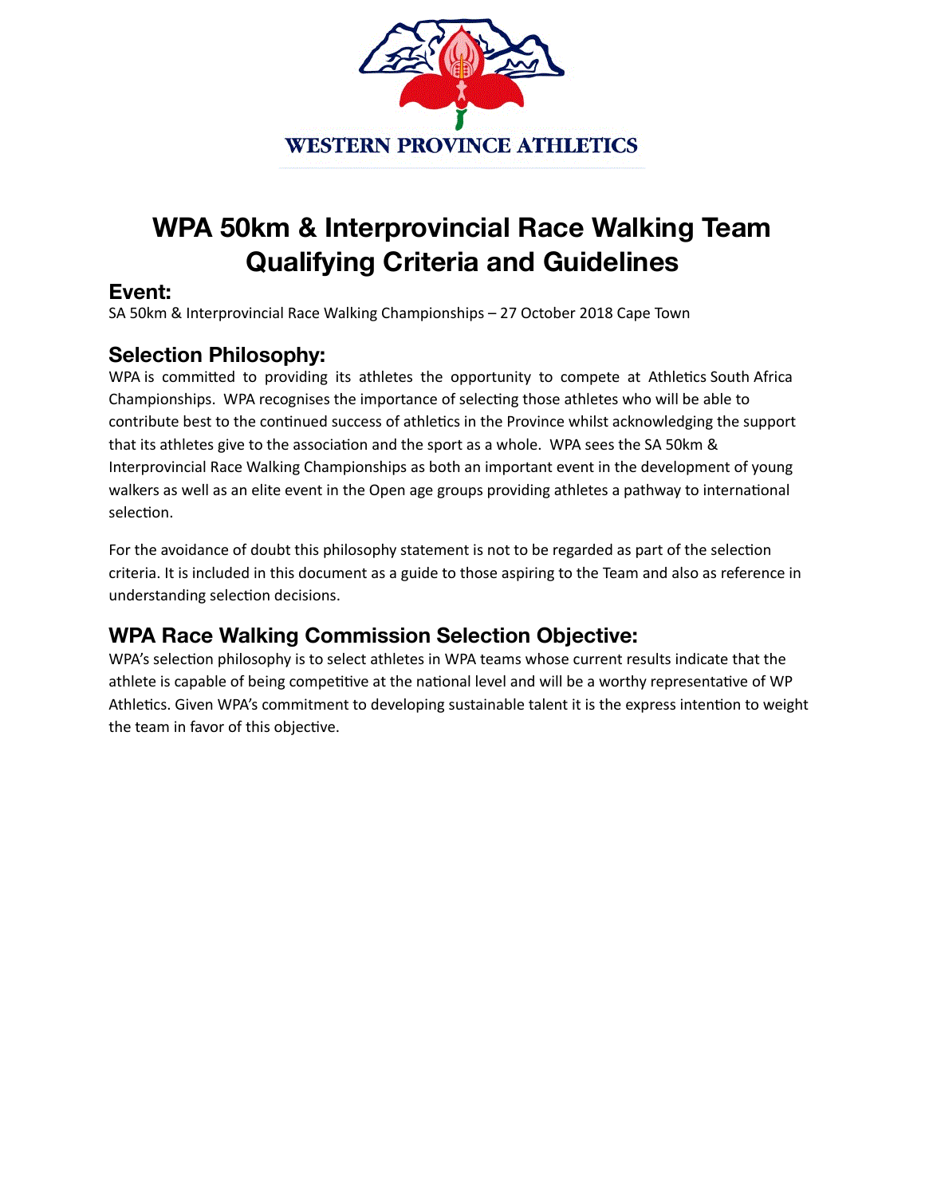WESTERN PROVINCE ATHLETICS

# WPA 50km & Interprovincial Race Walking Team Qualifying Criteria and Guidelines

## Event:

SA 50km & Interprovincial Race Walking Championships – 27 October 2018 Cape Town

## Selection Philosophy:

WPA is committed to providing its athletes the opportunity to compete at Athletics South Africa Championships. WPA recognises the importance of selecting those athletes who will be able to contribute best to the continued success of athletics in the Province whilst acknowledging the support that its athletes give to the association and the sport as a whole. WPA sees the SA 50km & Interprovincial Race Walking Championships as both an important event in the development of young walkers as well as an elite event in the Open age groups providing athletes a pathway to international selection.

For the avoidance of doubt this philosophy statement is not to be regarded as part of the selection criteria. It is included in this document as a guide to those aspiring to the Team and also as reference in understanding selection decisions.

## WPA Race Walking Commission Selection Objective:

WPA's selection philosophy is to select athletes in WPA teams whose current results indicate that the athlete is capable of being competitive at the national level and will be a worthy representative of WP Athletics. Given WPA's commitment to developing sustainable talent it is the express intention to weight the team in favor of this objective.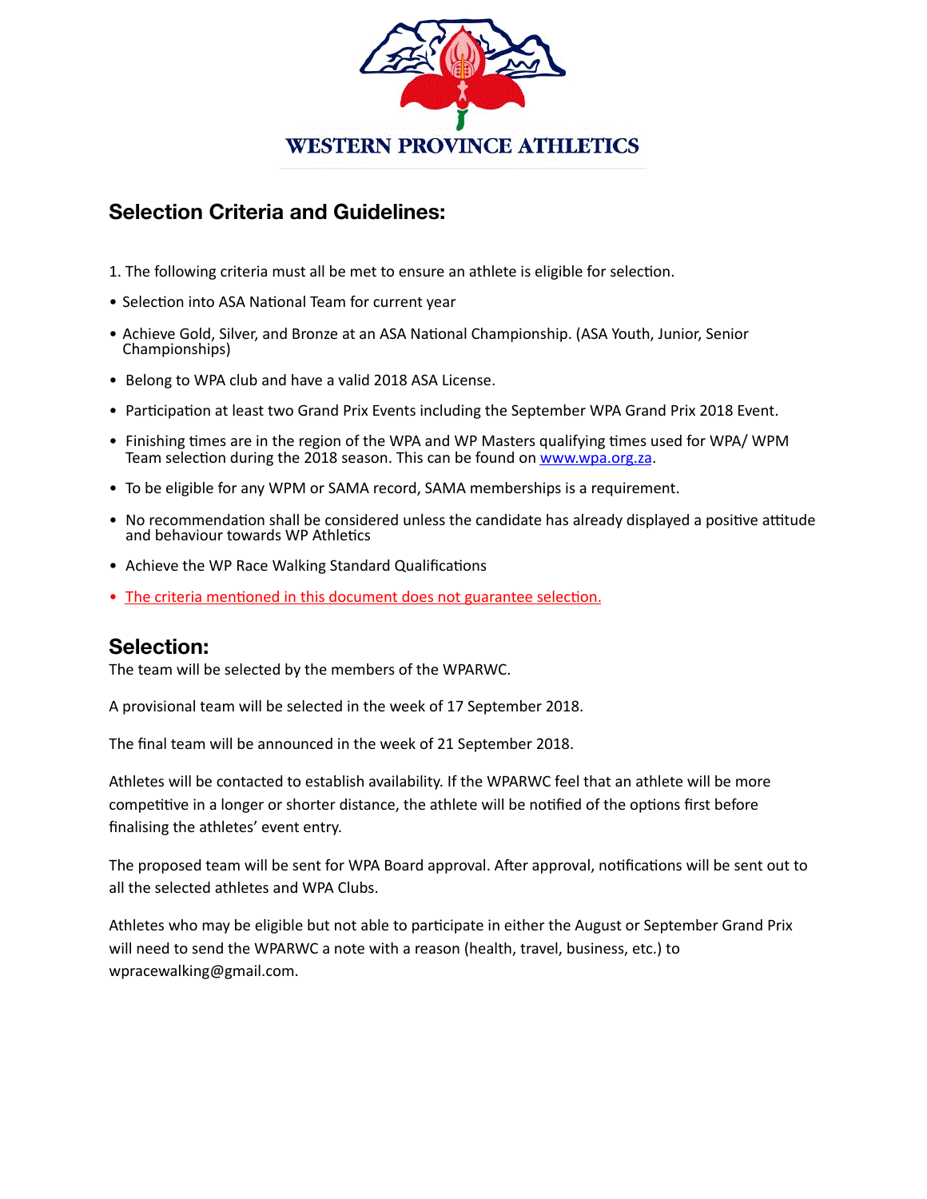WESTERN PROVINCE ATHLETICS

## Selection Criteria and Guidelines:

1. The following criteria must all be met to ensure an athlete is eligible for selection.

- Selection into ASA National Team for current year
- Achieve Gold, Silver, and Bronze at an ASA National Championship. (ASA Youth, Junior, Senior Championships)
- Belong to WPA club and have a valid 2018 ASA License.
- Participation at least two Grand Prix Events including the September WPA Grand Prix 2018 Event.
- Finishing times are in the region of the WPA and WP Masters qualifying times used for WPA/ WPM Team selection during the 2018 season. This can be found on www.wpa.org.za.
- To be eligible for any WPM or SAMA record, SAMA memberships is a requirement.
- No recommendation shall be considered unless the candidate has already displayed a positive attitude and behaviour towards WP Athletics
- Achieve the WP Race Walking Standard Qualifications
- The criteria mentioned in this document does not guarantee selection.

## Selection:

The team will be selected by the members of the WPARWC.

A provisional team will be selected in the week of 17 September 2018.

The final team will be announced in the week of 21 September 2018.

Athletes will be contacted to establish availability. If the WPARWC feel that an athlete will be more competitive in a longer or shorter distance, the athlete will be notified of the options first before finalising the athletes' event entry.

The proposed team will be sent for WPA Board approval. After approval, notifications will be sent out to all the selected athletes and WPA Clubs.

Athletes who may be eligible but not able to participate in either the August or September Grand Prix will need to send the WPARWC a note with a reason (health, travel, business, etc.) to wpracewalking@gmail.com.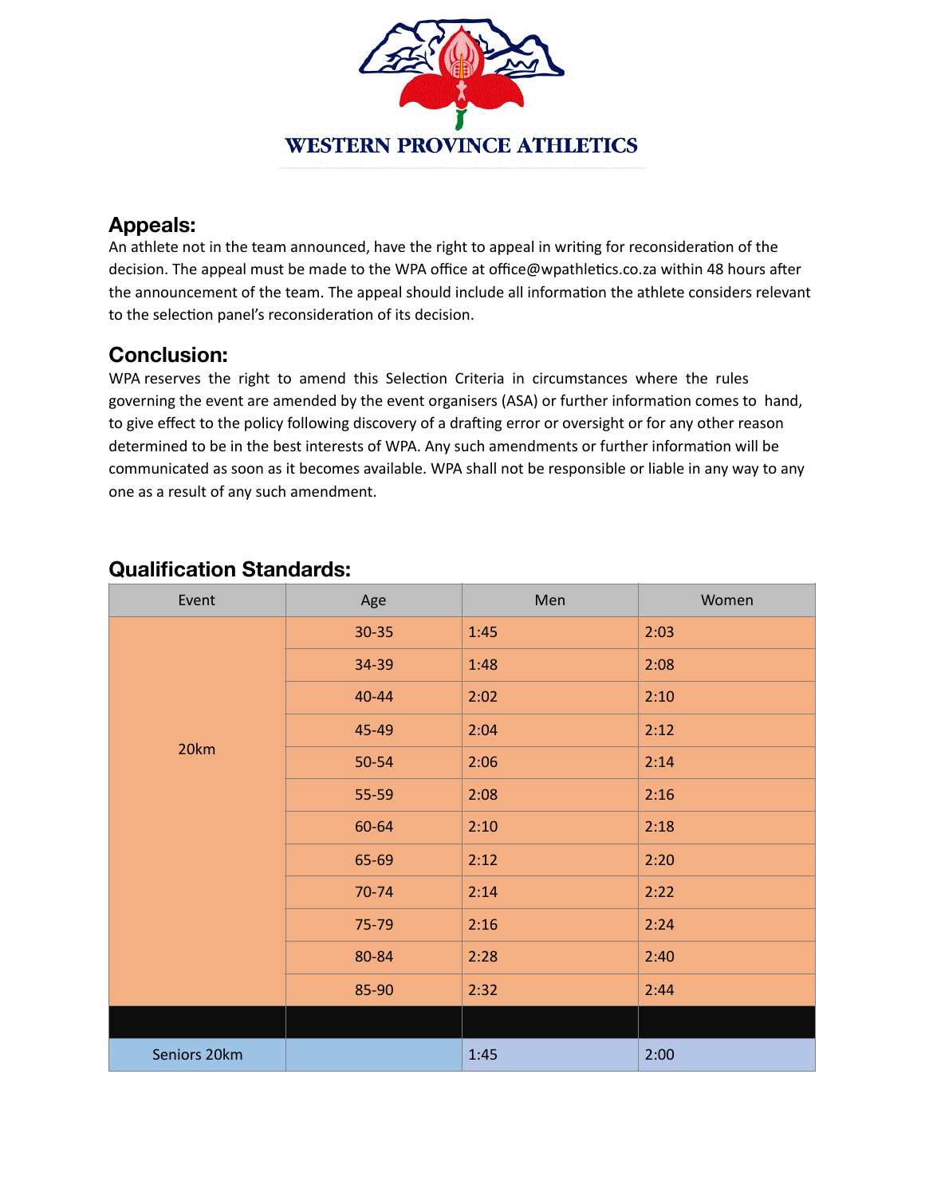**WESTERN PROVINCE ATHLETICS**

## Appeals:

An athlete not in the team announced, have the right to appeal in writing for reconsideration of the decision. The appeal must be made to the WPA office at office@wpathletics.co.za within 48 hours after the announcement of the team. The appeal should include all information the athlete considers relevant to the selection panel's reconsideration of its decision.

## Conclusion:

WPA reserves the right to amend this Selection Criteria in circumstances where the rules governing the event are amended by the event organisers (ASA) or further information comes to hand, to give effect to the policy following discovery of a drafting error or oversight or for any other reason determined to be in the best interests of WPA. Any such amendments or further information will be communicated as soon as it becomes available. WPA shall not be responsible or liable in any way to any one as a result of any such amendment.

## Qualification Standards:

| Event | Age | Men | Women |
|---|---|---|---|
| 20km | 30-35 | 1:45 | 2:03 |
| | 34-39 | 1:48 | 2:08 |
| | 40-44 | 2:02 | 2:10 |
| | 45-49 | 2:04 | 2:12 |
| | 50-54 | 2:06 | 2:14 |
| | 55-59 | 2:08 | 2:16 |
| | 60-64 | 2:10 | 2:18 |
| | 65-69 | 2:12 | 2:20 |
| | 70-74 | 2:14 | 2:22 |
| | 75-79 | 2:16 | 2:24 |
| | 80-84 | 2:28 | 2:40 |
| | 85-90 | 2:32 | 2:44 |
| | | | |
| Seniors 20km | | 1:45 | 2:00 |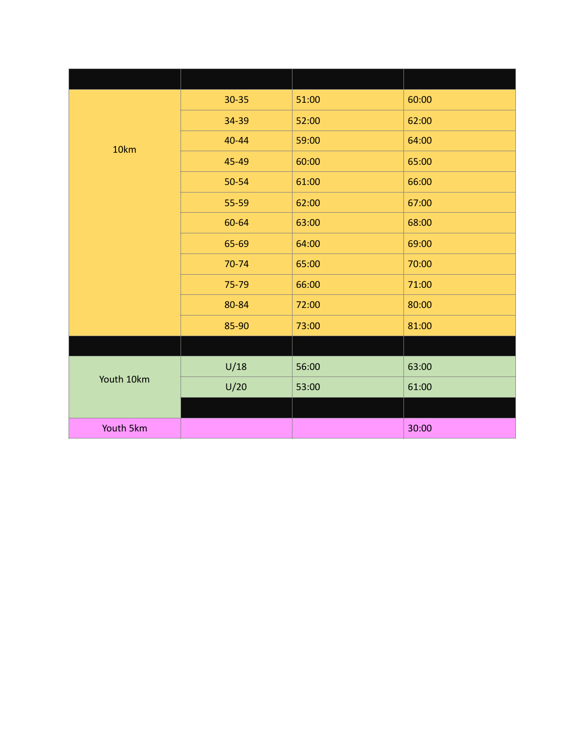| | | | |
|---|---|---|---|
| 10km | 30-35 | 51:00 | 60:00 |
| | 34-39 | 52:00 | 62:00 |
| | 40-44 | 59:00 | 64:00 |
| | 45-49 | 60:00 | 65:00 |
| | 50-54 | 61:00 | 66:00 |
| | 55-59 | 62:00 | 67:00 |
| | 60-64 | 63:00 | 68:00 |
| | 65-69 | 64:00 | 69:00 |
| | 70-74 | 65:00 | 70:00 |
| | 75-79 | 66:00 | 71:00 |
| | 80-84 | 72:00 | 80:00 |
| | 85-90 | 73:00 | 81:00 |
| | | | |
| Youth 10km | U/18 | 56:00 | 63:00 |
| | U/20 | 53:00 | 61:00 |
| | | | |
| Youth 5km | | | 30:00 |